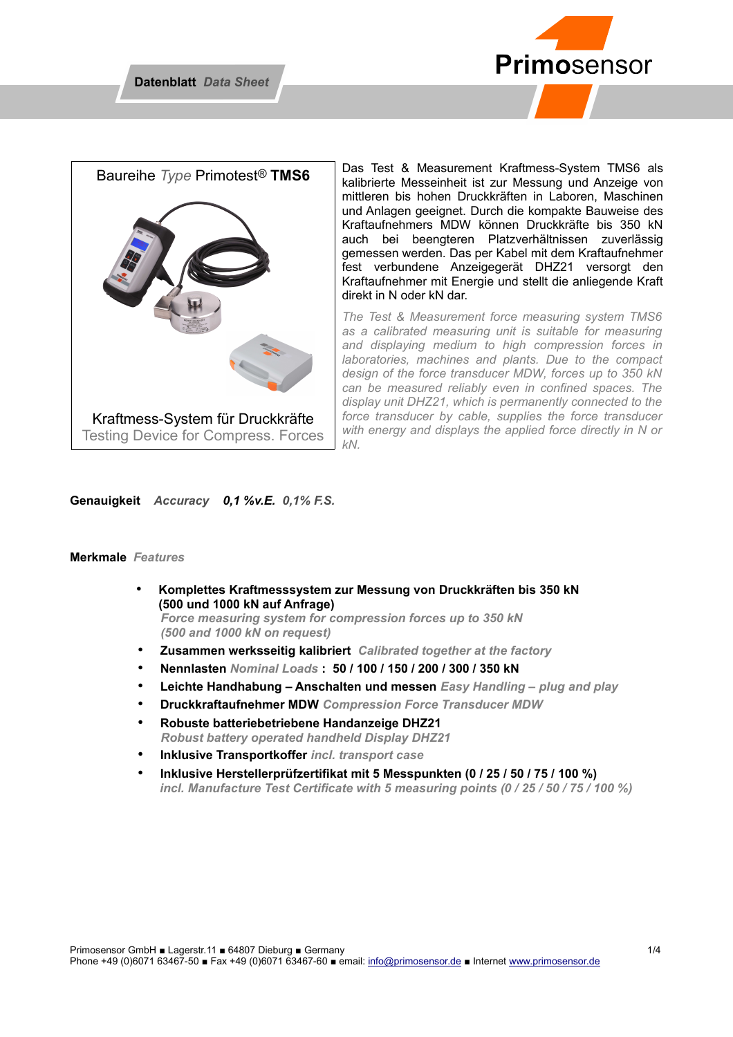**Datenblatt** *Data Sheet*

Primosensor

## Baureihe *Type* Primotest® **TMS6**

Kraftmess-System für Druckkräfte
Testing Device for Compress. Forces

Das Test & Measurement Kraftmess-System TMS6 als kalibrierte Messeinheit ist zur Messung und Anzeige von mittleren bis hohen Druckkräften in Laboren, Maschinen und Anlagen geeignet. Durch die kompakte Bauweise des Kraftaufnehmers MDW können Druckkräfte bis 350 kN auch bei beengteren Platzverhältnissen zuverlässig gemessen werden. Das per Kabel mit dem Kraftaufnehmer fest verbundene Anzeigegerät DHZ21 versorgt den Kraftaufnehmer mit Energie und stellt die anliegende Kraft direkt in N oder kN dar.

*The Test & Measurement force measuring system TMS6 as a calibrated measuring unit is suitable for measuring and displaying medium to high compression forces in laboratories, machines and plants. Due to the compact design of the force transducer MDW, forces up to 350 kN can be measured reliably even in confined spaces. The display unit DHZ21, which is permanently connected to the force transducer by cable, supplies the force transducer with energy and displays the applied force directly in N or kN.*

**Genauigkeit** *Accuracy* ***0,1 %v.E.*** *0,1% F.S.*

**Merkmale** *Features*

- **Komplettes Kraftmesssystem zur Messung von Druckkräften bis 350 kN (500 und 1000 kN auf Anfrage)**
  *Force measuring system for compression forces up to 350 kN (500 and 1000 kN on request)*
- **Zusammen werksseitig kalibriert** *Calibrated together at the factory*
- **Nennlasten** *Nominal Loads* **: 50 / 100 / 150 / 200 / 300 / 350 kN**
- **Leichte Handhabung – Anschalten und messen** *Easy Handling – plug and play*
- **Druckkraftaufnehmer MDW** *Compression Force Transducer MDW*
- **Robuste batteriebetriebene Handanzeige DHZ21**
  *Robust battery operated handheld Display DHZ21*
- **Inklusive Transportkoffer** *incl. transport case*
- **Inklusive Herstellerprüfzertifikat mit 5 Messpunkten (0 / 25 / 50 / 75 / 100 %)**
  *incl. Manufacture Test Certificate with 5 measuring points (0 / 25 / 50 / 75 / 100 %)*

Primosensor GmbH ■ Lagerstr.11 ■ 64807 Dieburg ■ Germany
Phone +49 (0)6071 63467-50 ■ Fax +49 (0)6071 63467-60 ■ email: info@primosensor.de ■ Internet www.primosensor.de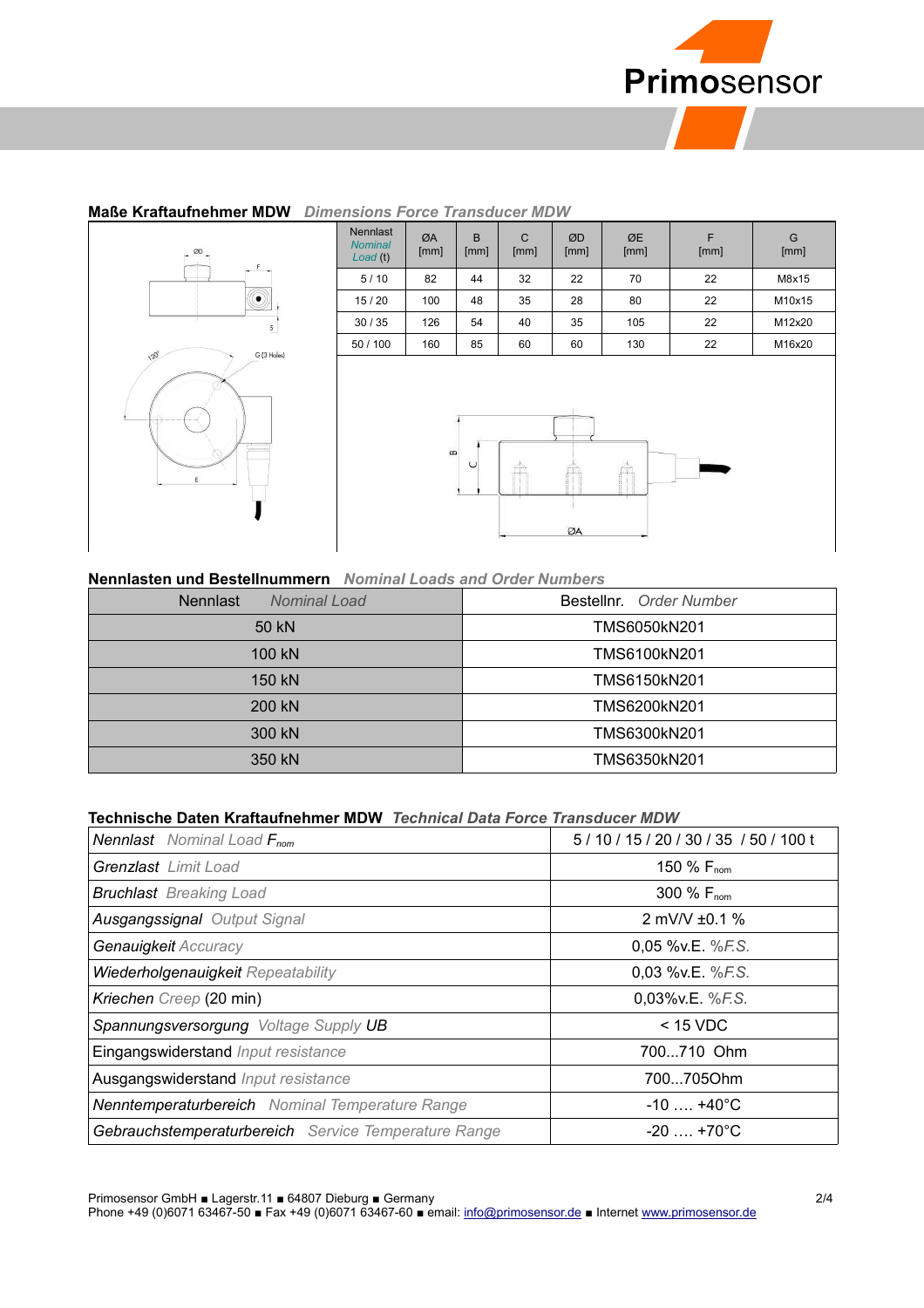## Maße Kraftaufnehmer MDW *Dimensions Force Transducer MDW*

| Nennlast *Nominal Load* (t) | ØA [mm] | B [mm] | C [mm] | ØD [mm] | ØE [mm] | F [mm] | G [mm] |
|---|---|---|---|---|---|---|---|
| 5 / 10 | 82 | 44 | 32 | 22 | 70 | 22 | M8x15 |
| 15 / 20 | 100 | 48 | 35 | 28 | 80 | 22 | M10x15 |
| 30 / 35 | 126 | 54 | 40 | 35 | 105 | 22 | M12x20 |
| 50 / 100 | 160 | 85 | 60 | 60 | 130 | 22 | M16x20 |

## Nennlasten und Bestellnummern *Nominal Loads and Order Numbers*

| Nennlast *Nominal Load* | Bestellnr. *Order Number* |
|---|---|
| 50 kN | TMS6050kN201 |
| 100 kN | TMS6100kN201 |
| 150 kN | TMS6150kN201 |
| 200 kN | TMS6200kN201 |
| 300 kN | TMS6300kN201 |
| 350 kN | TMS6350kN201 |

## Technische Daten Kraftaufnehmer MDW *Technical Data Force Transducer MDW*

| | |
|---|---|
| *Nennlast Nominal Load* $F_{nom}$ | 5 / 10 / 15 / 20 / 30 / 35 / 50 / 100 t |
| *Grenzlast Limit Load* | 150 % $F_{nom}$ |
| *Bruchlast Breaking Load* | 300 % $F_{nom}$ |
| *Ausgangssignal Output Signal* | 2 mV/V ±0.1 % |
| *Genauigkeit Accuracy* | 0,05 %v.E. *%F.S.* |
| *Wiederholgenauigkeit Repeatability* | 0,03 %v.E. *%F.S.* |
| *Kriechen Creep* (20 min) | 0,03%v.E. *%F.S.* |
| *Spannungsversorgung Voltage Supply UB* | < 15 VDC |
| Eingangswiderstand *Input resistance* | 700...710 Ohm |
| Ausgangswiderstand *Input resistance* | 700...705Ohm |
| *Nenntemperaturbereich Nominal Temperature Range* | -10 …. +40°C |
| *Gebrauchstemperaturbereich Service Temperature Range* | -20 …. +70°C |

Primosensor GmbH ■ Lagerstr.11 ■ 64807 Dieburg ■ Germany
Phone +49 (0)6071 63467-50 ■ Fax +49 (0)6071 63467-60 ■ email: info@primosensor.de ■ Internet www.primosensor.de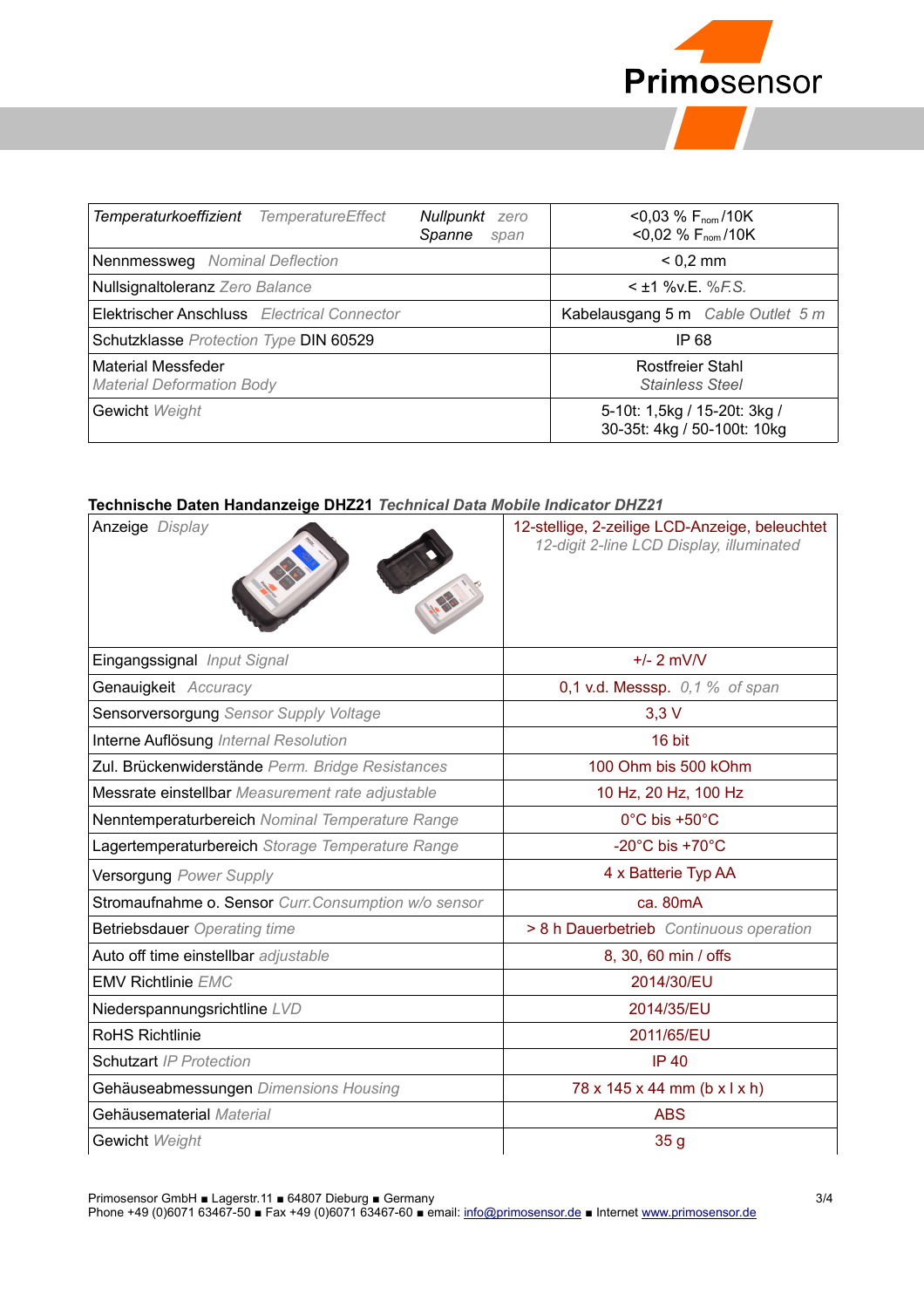| *Temperaturkoeffizient* *TemperatureEffect* *Nullpunkt* *zero* *Spanne* *span* | <0,03 % $F_{nom}$/10K <0,02 % $F_{nom}$/10K |
|---|---|
| Nennmessweg *Nominal Deflection* | < 0,2 mm |
| Nullsignaltoleranz *Zero Balance* | < ±1 %v.E. *%F.S.* |
| Elektrischer Anschluss *Electrical Connector* | Kabelausgang 5 m *Cable Outlet 5 m* |
| Schutzklasse *Protection Type* DIN 60529 | IP 68 |
| Material Messfeder *Material Deformation Body* | Rostfreier Stahl *Stainless Steel* |
| Gewicht *Weight* | 5-10t: 1,5kg / 15-20t: 3kg / 30-35t: 4kg / 50-100t: 10kg |

**Technische Daten Handanzeige DHZ21** ***Technical Data Mobile Indicator DHZ21***

| Anzeige *Display* | 12-stellige, 2-zeilige LCD-Anzeige, beleuchtet *12-digit 2-line LCD Display, illuminated* |
|---|---|
| Eingangssignal *Input Signal* | +/- 2 mV/V |
| Genauigkeit *Accuracy* | 0,1 v.d. Messsp. *0,1 % of span* |
| Sensorversorgung *Sensor Supply Voltage* | 3,3 V |
| Interne Auflösung *Internal Resolution* | 16 bit |
| Zul. Brückenwiderstände *Perm. Bridge Resistances* | 100 Ohm bis 500 kOhm |
| Messrate einstellbar *Measurement rate adjustable* | 10 Hz, 20 Hz, 100 Hz |
| Nenntemperaturbereich *Nominal Temperature Range* | 0°C bis +50°C |
| Lagertemperaturbereich *Storage Temperature Range* | -20°C bis +70°C |
| Versorgung *Power Supply* | 4 x Batterie Typ AA |
| Stromaufnahme o. Sensor *Curr.Consumption w/o sensor* | ca. 80mA |
| Betriebsdauer *Operating time* | > 8 h Dauerbetrieb *Continuous operation* |
| Auto off time einstellbar *adjustable* | 8, 30, 60 min / offs |
| EMV Richtlinie *EMC* | 2014/30/EU |
| Niederspannungsrichtline *LVD* | 2014/35/EU |
| RoHS Richtlinie | 2011/65/EU |
| Schutzart *IP Protection* | IP 40 |
| Gehäuseabmessungen *Dimensions Housing* | 78 x 145 x 44 mm (b x l x h) |
| Gehäusematerial *Material* | ABS |
| Gewicht *Weight* | 35 g |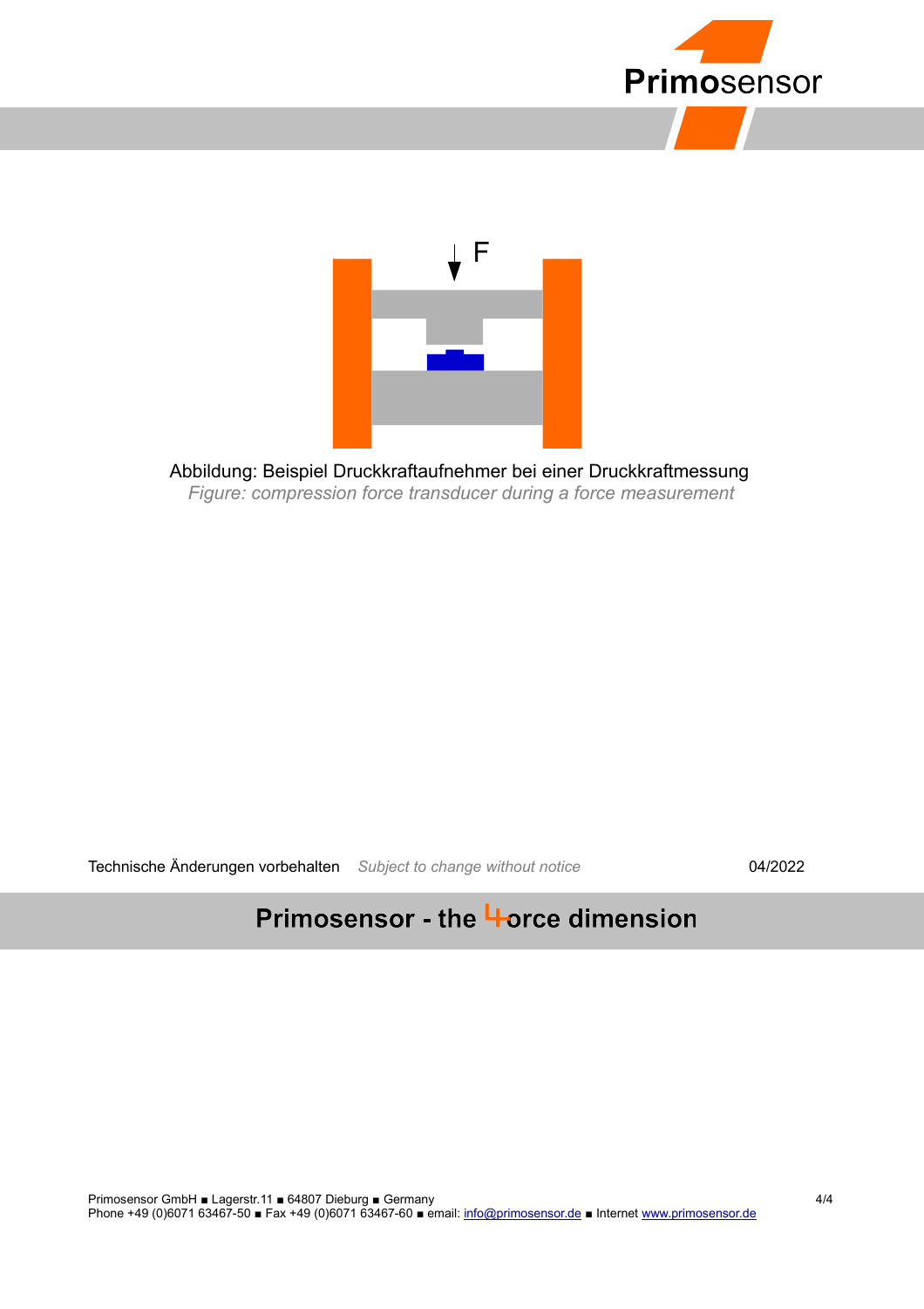F

Abbildung: Beispiel Druckkraftaufnehmer bei einer Druckkraftmessung

*Figure: compression force transducer during a force measurement*

Technische Änderungen vorbehalten *Subject to change without notice* 04/2022

**Primosensor - the 4orce dimension**

Primosensor GmbH ■ Lagerstr.11 ■ 64807 Dieburg ■ Germany
Phone +49 (0)6071 63467-50 ■ Fax +49 (0)6071 63467-60 ■ email: info@primosensor.de ■ Internet www.primosensor.de